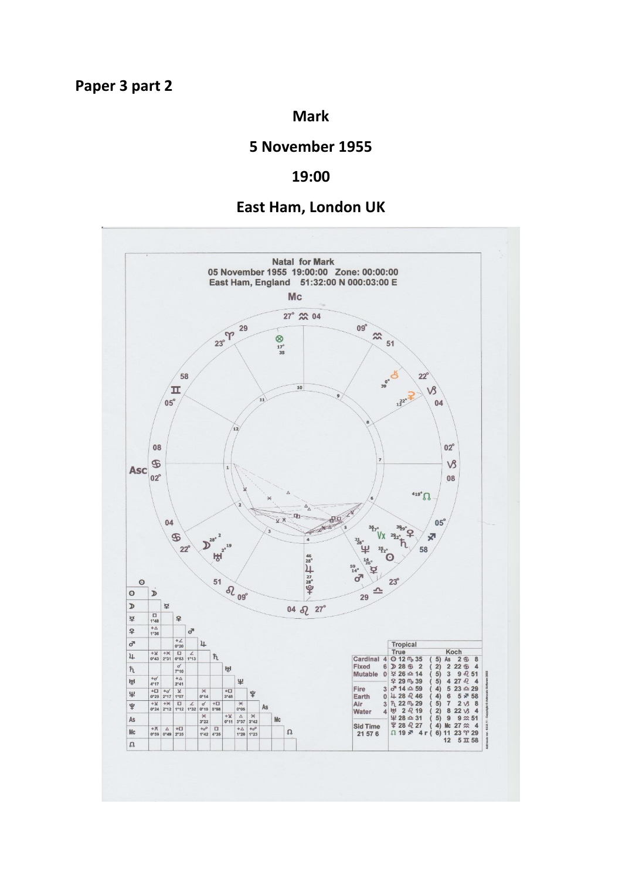**Paper 3 part 2**

**Mark**

**5 November 1955**

**19:00**

**East Ham, London UK**

Natal for Mark
05 November 1955 19:00:00 Zone: 00:00:00
East Ham, England 51:32:00 N 000:03:00 E

| | | Tropical | Koch |
|---|---|---|---|
| Cardinal | 4 | ☉ 12 ♏ 35 ( 5) | As 2 ♋ 8 |
| Fixed | 6 | ☽ 28 ♋ 2 ( 2) | 2 22 ♋ 4 |
| Mutable | 0 | ☿ 26 ♎ 14 ( 5) | 3 9 ♌ 51 |
| | | ♀ 29 ♏ 39 ( 5) | 4 27 ♌ 4 |
| Fire | 3 | ♂ 14 ♎ 59 ( 4) | 5 23 ♎ 29 |
| Earth | 0 | ♃ 28 ♌ 46 ( 4) | 6 5 ♐ 58 |
| Air | 3 | ♄ 22 ♏ 29 ( 5) | 7 2 ♑ 8 |
| Water | 4 | ♅ 2 ♌ 19 ( 2) | 8 22 ♑ 4 |
| | | ♆ 28 ♎ 31 ( 5) | 9 9 ♒ 51 |
| Sid Time | | ♇ 28 ♌ 27 ( 4) | Mc 27 ♒ 4 |
| 21 57 6 | | ☊ 19 ♐ 4 r ( 6) | 11 23 ♈ 29 |
| | | | 12 5 ♊ 58 |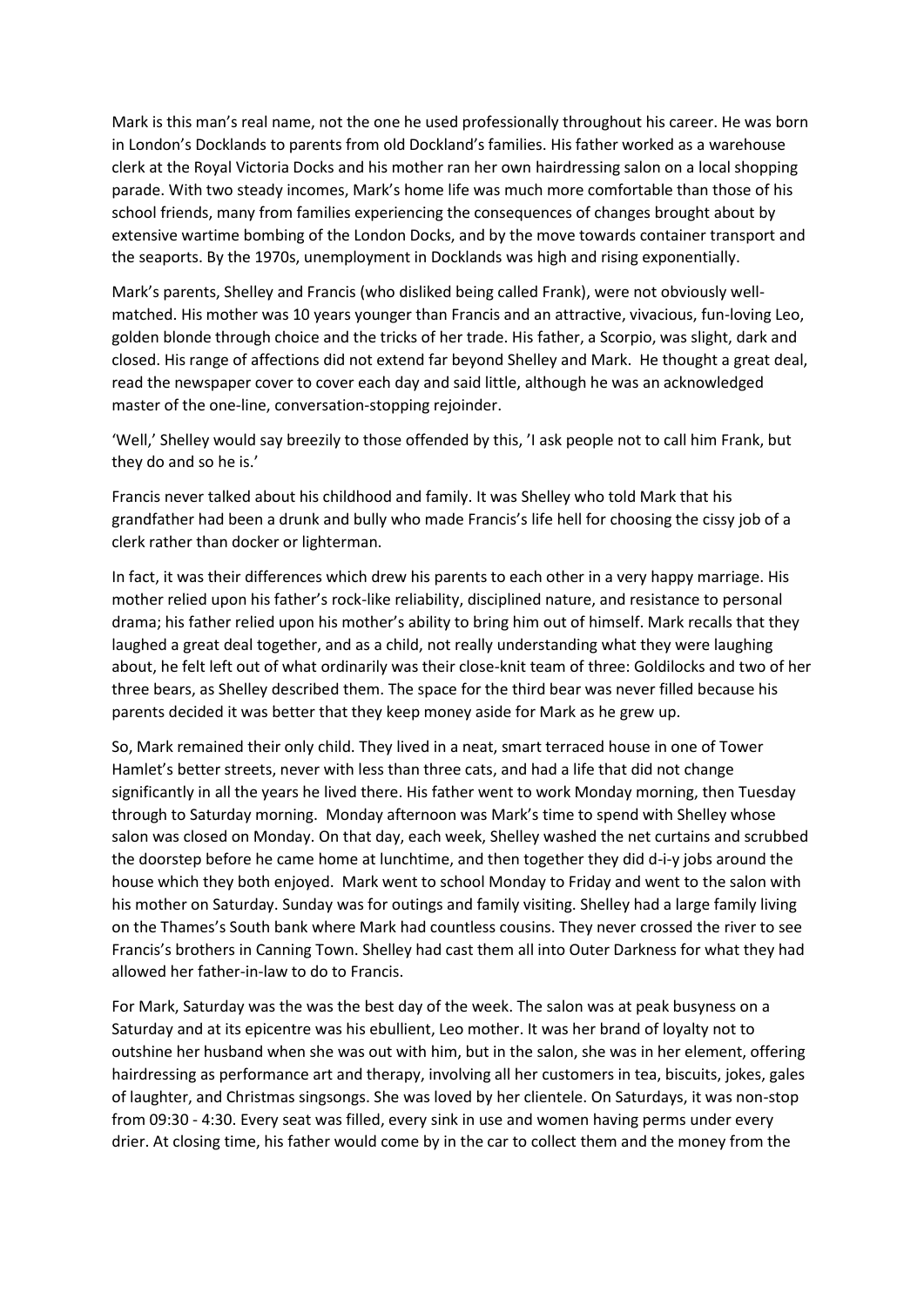Mark is this man's real name, not the one he used professionally throughout his career. He was born in London's Docklands to parents from old Dockland's families. His father worked as a warehouse clerk at the Royal Victoria Docks and his mother ran her own hairdressing salon on a local shopping parade. With two steady incomes, Mark's home life was much more comfortable than those of his school friends, many from families experiencing the consequences of changes brought about by extensive wartime bombing of the London Docks, and by the move towards container transport and the seaports. By the 1970s, unemployment in Docklands was high and rising exponentially.

Mark's parents, Shelley and Francis (who disliked being called Frank), were not obviously well-matched. His mother was 10 years younger than Francis and an attractive, vivacious, fun-loving Leo, golden blonde through choice and the tricks of her trade. His father, a Scorpio, was slight, dark and closed. His range of affections did not extend far beyond Shelley and Mark. He thought a great deal, read the newspaper cover to cover each day and said little, although he was an acknowledged master of the one-line, conversation-stopping rejoinder.

'Well,' Shelley would say breezily to those offended by this, 'I ask people not to call him Frank, but they do and so he is.'

Francis never talked about his childhood and family. It was Shelley who told Mark that his grandfather had been a drunk and bully who made Francis's life hell for choosing the cissy job of a clerk rather than docker or lighterman.

In fact, it was their differences which drew his parents to each other in a very happy marriage. His mother relied upon his father's rock-like reliability, disciplined nature, and resistance to personal drama; his father relied upon his mother's ability to bring him out of himself. Mark recalls that they laughed a great deal together, and as a child, not really understanding what they were laughing about, he felt left out of what ordinarily was their close-knit team of three: Goldilocks and two of her three bears, as Shelley described them. The space for the third bear was never filled because his parents decided it was better that they keep money aside for Mark as he grew up.

So, Mark remained their only child. They lived in a neat, smart terraced house in one of Tower Hamlet's better streets, never with less than three cats, and had a life that did not change significantly in all the years he lived there. His father went to work Monday morning, then Tuesday through to Saturday morning. Monday afternoon was Mark's time to spend with Shelley whose salon was closed on Monday. On that day, each week, Shelley washed the net curtains and scrubbed the doorstep before he came home at lunchtime, and then together they did d-i-y jobs around the house which they both enjoyed. Mark went to school Monday to Friday and went to the salon with his mother on Saturday. Sunday was for outings and family visiting. Shelley had a large family living on the Thames's South bank where Mark had countless cousins. They never crossed the river to see Francis's brothers in Canning Town. Shelley had cast them all into Outer Darkness for what they had allowed her father-in-law to do to Francis.

For Mark, Saturday was the was the best day of the week. The salon was at peak busyness on a Saturday and at its epicentre was his ebullient, Leo mother. It was her brand of loyalty not to outshine her husband when she was out with him, but in the salon, she was in her element, offering hairdressing as performance art and therapy, involving all her customers in tea, biscuits, jokes, gales of laughter, and Christmas singsongs. She was loved by her clientele. On Saturdays, it was non-stop from 09:30 - 4:30. Every seat was filled, every sink in use and women having perms under every drier. At closing time, his father would come by in the car to collect them and the money from the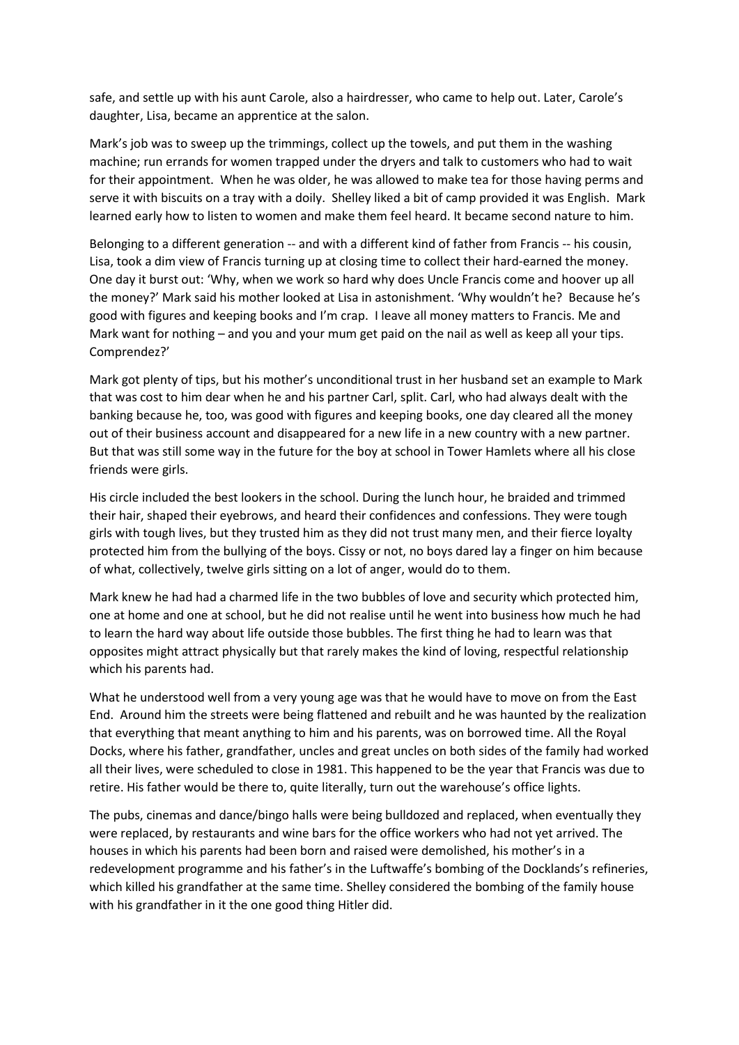safe, and settle up with his aunt Carole, also a hairdresser, who came to help out. Later, Carole's daughter, Lisa, became an apprentice at the salon.

Mark's job was to sweep up the trimmings, collect up the towels, and put them in the washing machine; run errands for women trapped under the dryers and talk to customers who had to wait for their appointment. When he was older, he was allowed to make tea for those having perms and serve it with biscuits on a tray with a doily. Shelley liked a bit of camp provided it was English. Mark learned early how to listen to women and make them feel heard. It became second nature to him.

Belonging to a different generation -- and with a different kind of father from Francis -- his cousin, Lisa, took a dim view of Francis turning up at closing time to collect their hard-earned the money. One day it burst out: 'Why, when we work so hard why does Uncle Francis come and hoover up all the money?' Mark said his mother looked at Lisa in astonishment. 'Why wouldn't he? Because he's good with figures and keeping books and I'm crap. I leave all money matters to Francis. Me and Mark want for nothing – and you and your mum get paid on the nail as well as keep all your tips. Comprendez?'

Mark got plenty of tips, but his mother's unconditional trust in her husband set an example to Mark that was cost to him dear when he and his partner Carl, split. Carl, who had always dealt with the banking because he, too, was good with figures and keeping books, one day cleared all the money out of their business account and disappeared for a new life in a new country with a new partner. But that was still some way in the future for the boy at school in Tower Hamlets where all his close friends were girls.

His circle included the best lookers in the school. During the lunch hour, he braided and trimmed their hair, shaped their eyebrows, and heard their confidences and confessions. They were tough girls with tough lives, but they trusted him as they did not trust many men, and their fierce loyalty protected him from the bullying of the boys. Cissy or not, no boys dared lay a finger on him because of what, collectively, twelve girls sitting on a lot of anger, would do to them.

Mark knew he had had a charmed life in the two bubbles of love and security which protected him, one at home and one at school, but he did not realise until he went into business how much he had to learn the hard way about life outside those bubbles. The first thing he had to learn was that opposites might attract physically but that rarely makes the kind of loving, respectful relationship which his parents had.

What he understood well from a very young age was that he would have to move on from the East End. Around him the streets were being flattened and rebuilt and he was haunted by the realization that everything that meant anything to him and his parents, was on borrowed time. All the Royal Docks, where his father, grandfather, uncles and great uncles on both sides of the family had worked all their lives, were scheduled to close in 1981. This happened to be the year that Francis was due to retire. His father would be there to, quite literally, turn out the warehouse's office lights.

The pubs, cinemas and dance/bingo halls were being bulldozed and replaced, when eventually they were replaced, by restaurants and wine bars for the office workers who had not yet arrived. The houses in which his parents had been born and raised were demolished, his mother's in a redevelopment programme and his father's in the Luftwaffe's bombing of the Docklands's refineries, which killed his grandfather at the same time. Shelley considered the bombing of the family house with his grandfather in it the one good thing Hitler did.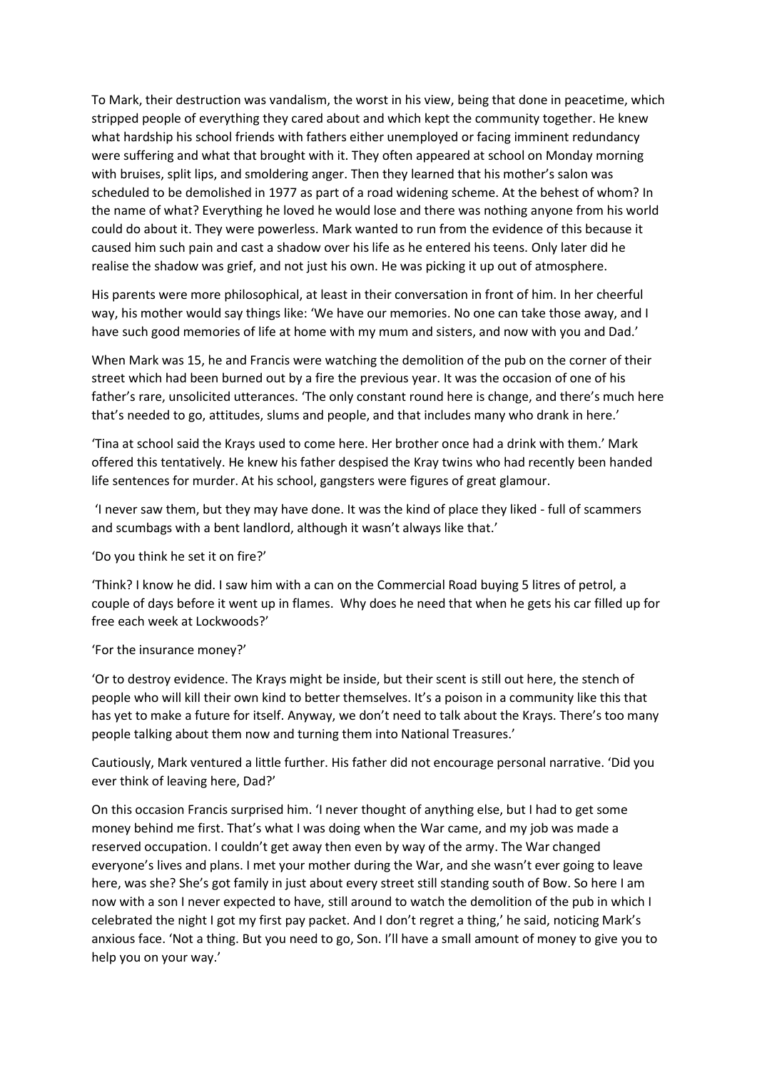To Mark, their destruction was vandalism, the worst in his view, being that done in peacetime, which stripped people of everything they cared about and which kept the community together. He knew what hardship his school friends with fathers either unemployed or facing imminent redundancy were suffering and what that brought with it. They often appeared at school on Monday morning with bruises, split lips, and smoldering anger. Then they learned that his mother's salon was scheduled to be demolished in 1977 as part of a road widening scheme. At the behest of whom? In the name of what? Everything he loved he would lose and there was nothing anyone from his world could do about it. They were powerless. Mark wanted to run from the evidence of this because it caused him such pain and cast a shadow over his life as he entered his teens. Only later did he realise the shadow was grief, and not just his own. He was picking it up out of atmosphere.

His parents were more philosophical, at least in their conversation in front of him. In her cheerful way, his mother would say things like: 'We have our memories. No one can take those away, and I have such good memories of life at home with my mum and sisters, and now with you and Dad.'

When Mark was 15, he and Francis were watching the demolition of the pub on the corner of their street which had been burned out by a fire the previous year. It was the occasion of one of his father's rare, unsolicited utterances. 'The only constant round here is change, and there's much here that's needed to go, attitudes, slums and people, and that includes many who drank in here.'

'Tina at school said the Krays used to come here. Her brother once had a drink with them.' Mark offered this tentatively. He knew his father despised the Kray twins who had recently been handed life sentences for murder. At his school, gangsters were figures of great glamour.

'I never saw them, but they may have done. It was the kind of place they liked - full of scammers and scumbags with a bent landlord, although it wasn't always like that.'

'Do you think he set it on fire?'

'Think? I know he did. I saw him with a can on the Commercial Road buying 5 litres of petrol, a couple of days before it went up in flames. Why does he need that when he gets his car filled up for free each week at Lockwoods?'

'For the insurance money?'

'Or to destroy evidence. The Krays might be inside, but their scent is still out here, the stench of people who will kill their own kind to better themselves. It's a poison in a community like this that has yet to make a future for itself. Anyway, we don't need to talk about the Krays. There's too many people talking about them now and turning them into National Treasures.'

Cautiously, Mark ventured a little further. His father did not encourage personal narrative. 'Did you ever think of leaving here, Dad?'

On this occasion Francis surprised him. 'I never thought of anything else, but I had to get some money behind me first. That's what I was doing when the War came, and my job was made a reserved occupation. I couldn't get away then even by way of the army. The War changed everyone's lives and plans. I met your mother during the War, and she wasn't ever going to leave here, was she? She's got family in just about every street still standing south of Bow. So here I am now with a son I never expected to have, still around to watch the demolition of the pub in which I celebrated the night I got my first pay packet. And I don't regret a thing,' he said, noticing Mark's anxious face. 'Not a thing. But you need to go, Son. I'll have a small amount of money to give you to help you on your way.'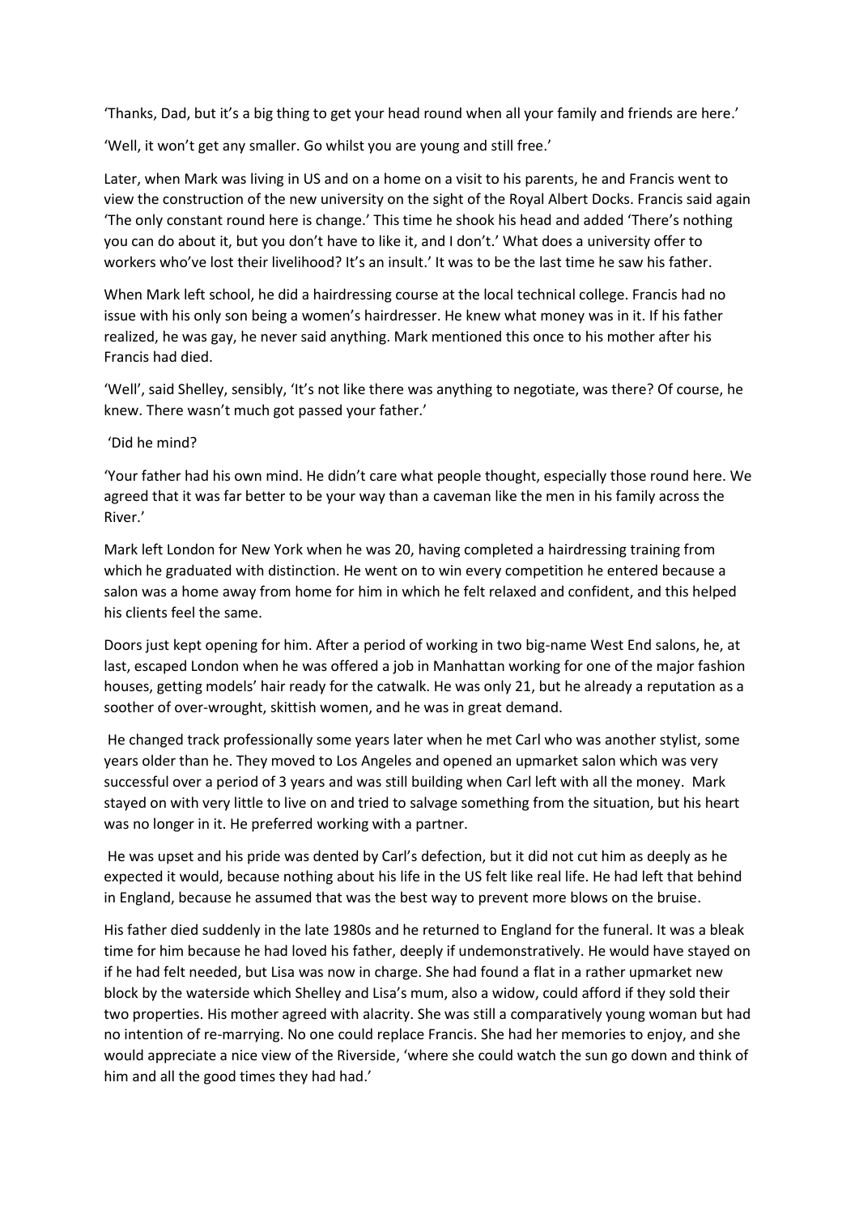'Thanks, Dad, but it's a big thing to get your head round when all your family and friends are here.'

'Well, it won't get any smaller. Go whilst you are young and still free.'

Later, when Mark was living in US and on a home on a visit to his parents, he and Francis went to view the construction of the new university on the sight of the Royal Albert Docks. Francis said again 'The only constant round here is change.' This time he shook his head and added 'There's nothing you can do about it, but you don't have to like it, and I don't.' What does a university offer to workers who've lost their livelihood? It's an insult.' It was to be the last time he saw his father.

When Mark left school, he did a hairdressing course at the local technical college. Francis had no issue with his only son being a women's hairdresser. He knew what money was in it. If his father realized, he was gay, he never said anything. Mark mentioned this once to his mother after his Francis had died.

'Well', said Shelley, sensibly, 'It's not like there was anything to negotiate, was there? Of course, he knew. There wasn't much got passed your father.'

'Did he mind?

'Your father had his own mind. He didn't care what people thought, especially those round here. We agreed that it was far better to be your way than a caveman like the men in his family across the River.'

Mark left London for New York when he was 20, having completed a hairdressing training from which he graduated with distinction. He went on to win every competition he entered because a salon was a home away from home for him in which he felt relaxed and confident, and this helped his clients feel the same.

Doors just kept opening for him. After a period of working in two big-name West End salons, he, at last, escaped London when he was offered a job in Manhattan working for one of the major fashion houses, getting models' hair ready for the catwalk. He was only 21, but he already a reputation as a soother of over-wrought, skittish women, and he was in great demand.

He changed track professionally some years later when he met Carl who was another stylist, some years older than he. They moved to Los Angeles and opened an upmarket salon which was very successful over a period of 3 years and was still building when Carl left with all the money. Mark stayed on with very little to live on and tried to salvage something from the situation, but his heart was no longer in it. He preferred working with a partner.

He was upset and his pride was dented by Carl's defection, but it did not cut him as deeply as he expected it would, because nothing about his life in the US felt like real life. He had left that behind in England, because he assumed that was the best way to prevent more blows on the bruise.

His father died suddenly in the late 1980s and he returned to England for the funeral. It was a bleak time for him because he had loved his father, deeply if undemonstratively. He would have stayed on if he had felt needed, but Lisa was now in charge. She had found a flat in a rather upmarket new block by the waterside which Shelley and Lisa's mum, also a widow, could afford if they sold their two properties. His mother agreed with alacrity. She was still a comparatively young woman but had no intention of re-marrying. No one could replace Francis. She had her memories to enjoy, and she would appreciate a nice view of the Riverside, 'where she could watch the sun go down and think of him and all the good times they had had.'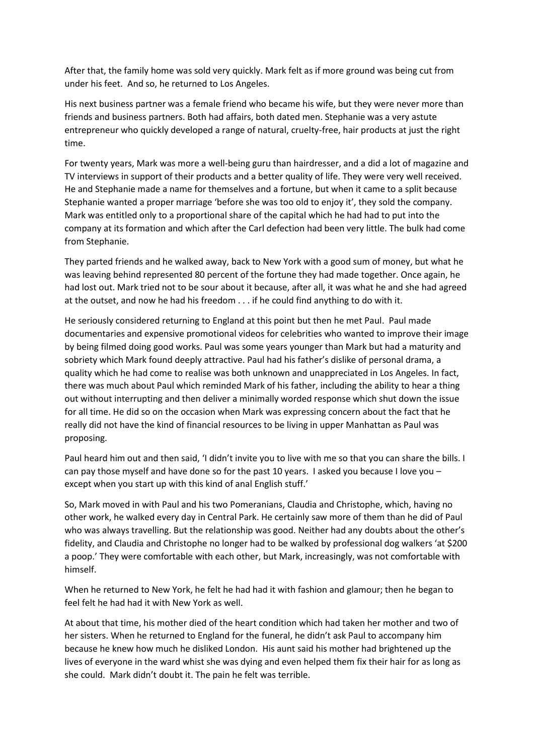After that, the family home was sold very quickly. Mark felt as if more ground was being cut from under his feet. And so, he returned to Los Angeles.

His next business partner was a female friend who became his wife, but they were never more than friends and business partners. Both had affairs, both dated men. Stephanie was a very astute entrepreneur who quickly developed a range of natural, cruelty-free, hair products at just the right time.

For twenty years, Mark was more a well-being guru than hairdresser, and a did a lot of magazine and TV interviews in support of their products and a better quality of life. They were very well received. He and Stephanie made a name for themselves and a fortune, but when it came to a split because Stephanie wanted a proper marriage 'before she was too old to enjoy it', they sold the company. Mark was entitled only to a proportional share of the capital which he had had to put into the company at its formation and which after the Carl defection had been very little. The bulk had come from Stephanie.

They parted friends and he walked away, back to New York with a good sum of money, but what he was leaving behind represented 80 percent of the fortune they had made together. Once again, he had lost out. Mark tried not to be sour about it because, after all, it was what he and she had agreed at the outset, and now he had his freedom . . . if he could find anything to do with it.

He seriously considered returning to England at this point but then he met Paul. Paul made documentaries and expensive promotional videos for celebrities who wanted to improve their image by being filmed doing good works. Paul was some years younger than Mark but had a maturity and sobriety which Mark found deeply attractive. Paul had his father's dislike of personal drama, a quality which he had come to realise was both unknown and unappreciated in Los Angeles. In fact, there was much about Paul which reminded Mark of his father, including the ability to hear a thing out without interrupting and then deliver a minimally worded response which shut down the issue for all time. He did so on the occasion when Mark was expressing concern about the fact that he really did not have the kind of financial resources to be living in upper Manhattan as Paul was proposing.

Paul heard him out and then said, 'I didn't invite you to live with me so that you can share the bills. I can pay those myself and have done so for the past 10 years. I asked you because I love you – except when you start up with this kind of anal English stuff.'

So, Mark moved in with Paul and his two Pomeranians, Claudia and Christophe, which, having no other work, he walked every day in Central Park. He certainly saw more of them than he did of Paul who was always travelling. But the relationship was good. Neither had any doubts about the other's fidelity, and Claudia and Christophe no longer had to be walked by professional dog walkers 'at $200 a poop.' They were comfortable with each other, but Mark, increasingly, was not comfortable with himself.

When he returned to New York, he felt he had had it with fashion and glamour; then he began to feel felt he had had it with New York as well.

At about that time, his mother died of the heart condition which had taken her mother and two of her sisters. When he returned to England for the funeral, he didn't ask Paul to accompany him because he knew how much he disliked London. His aunt said his mother had brightened up the lives of everyone in the ward whist she was dying and even helped them fix their hair for as long as she could. Mark didn't doubt it. The pain he felt was terrible.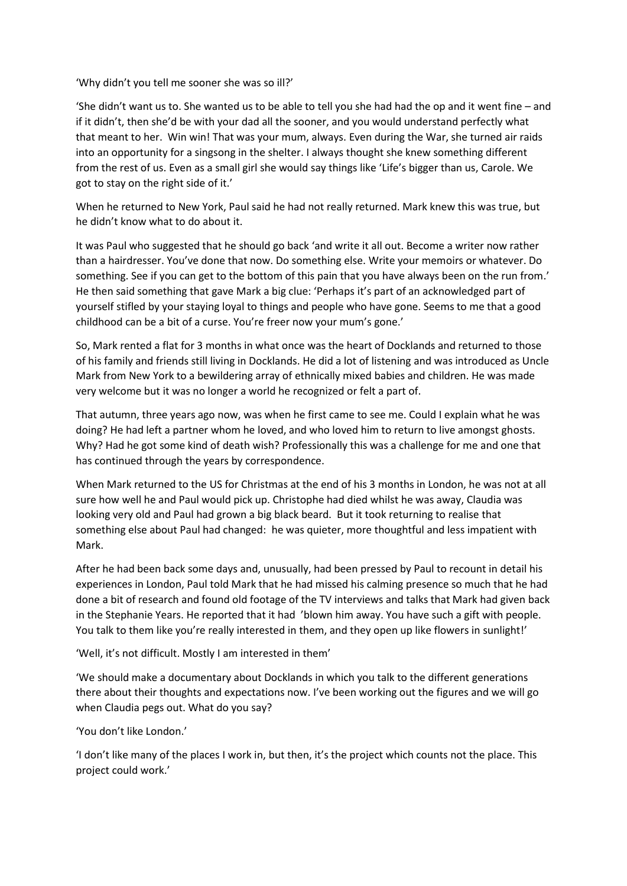'Why didn't you tell me sooner she was so ill?'

'She didn't want us to. She wanted us to be able to tell you she had had the op and it went fine – and if it didn't, then she'd be with your dad all the sooner, and you would understand perfectly what that meant to her. Win win! That was your mum, always. Even during the War, she turned air raids into an opportunity for a singsong in the shelter. I always thought she knew something different from the rest of us. Even as a small girl she would say things like 'Life's bigger than us, Carole. We got to stay on the right side of it.'

When he returned to New York, Paul said he had not really returned. Mark knew this was true, but he didn't know what to do about it.

It was Paul who suggested that he should go back 'and write it all out. Become a writer now rather than a hairdresser. You've done that now. Do something else. Write your memoirs or whatever. Do something. See if you can get to the bottom of this pain that you have always been on the run from.' He then said something that gave Mark a big clue: 'Perhaps it's part of an acknowledged part of yourself stifled by your staying loyal to things and people who have gone. Seems to me that a good childhood can be a bit of a curse. You're freer now your mum's gone.'

So, Mark rented a flat for 3 months in what once was the heart of Docklands and returned to those of his family and friends still living in Docklands. He did a lot of listening and was introduced as Uncle Mark from New York to a bewildering array of ethnically mixed babies and children. He was made very welcome but it was no longer a world he recognized or felt a part of.

That autumn, three years ago now, was when he first came to see me. Could I explain what he was doing? He had left a partner whom he loved, and who loved him to return to live amongst ghosts. Why? Had he got some kind of death wish? Professionally this was a challenge for me and one that has continued through the years by correspondence.

When Mark returned to the US for Christmas at the end of his 3 months in London, he was not at all sure how well he and Paul would pick up. Christophe had died whilst he was away, Claudia was looking very old and Paul had grown a big black beard. But it took returning to realise that something else about Paul had changed: he was quieter, more thoughtful and less impatient with Mark.

After he had been back some days and, unusually, had been pressed by Paul to recount in detail his experiences in London, Paul told Mark that he had missed his calming presence so much that he had done a bit of research and found old footage of the TV interviews and talks that Mark had given back in the Stephanie Years. He reported that it had 'blown him away. You have such a gift with people. You talk to them like you're really interested in them, and they open up like flowers in sunlight!'

'Well, it's not difficult. Mostly I am interested in them'

'We should make a documentary about Docklands in which you talk to the different generations there about their thoughts and expectations now. I've been working out the figures and we will go when Claudia pegs out. What do you say?

'You don't like London.'

'I don't like many of the places I work in, but then, it's the project which counts not the place. This project could work.'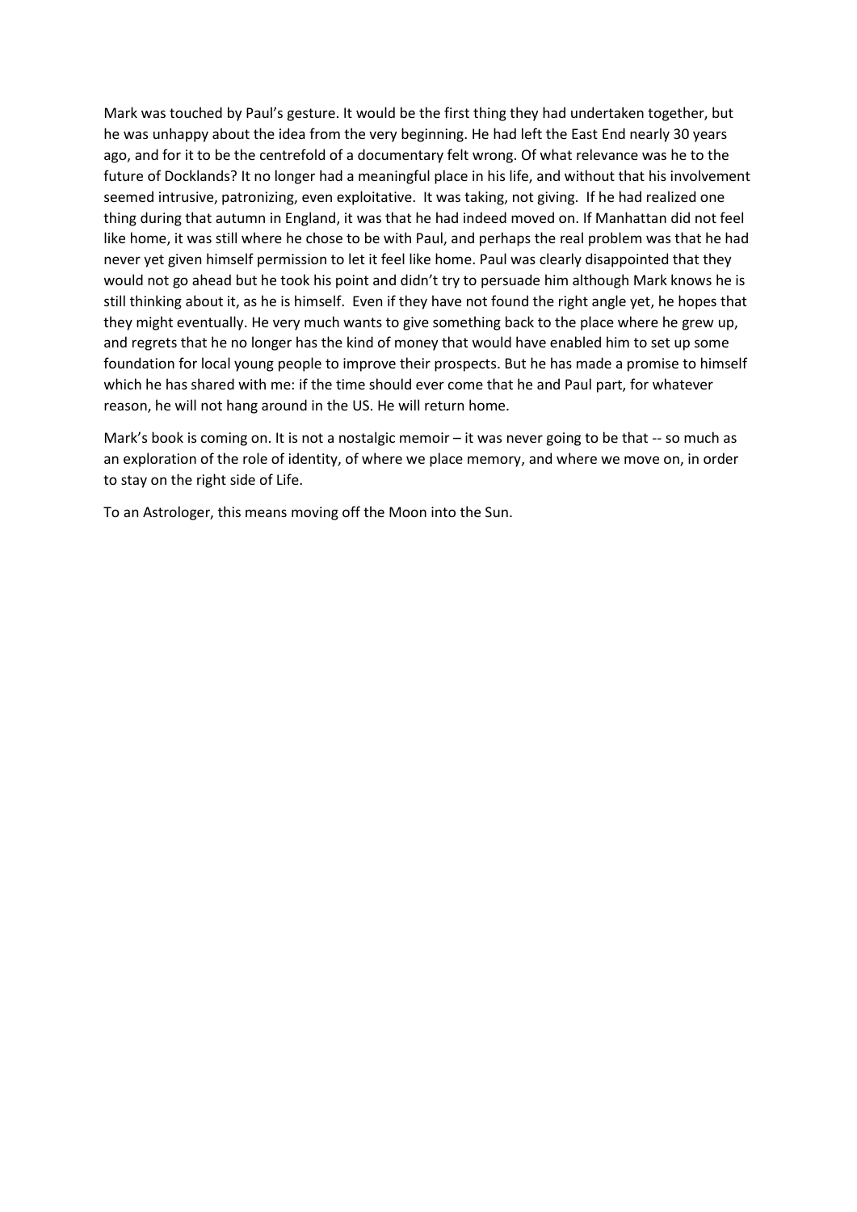Mark was touched by Paul's gesture. It would be the first thing they had undertaken together, but he was unhappy about the idea from the very beginning. He had left the East End nearly 30 years ago, and for it to be the centrefold of a documentary felt wrong. Of what relevance was he to the future of Docklands? It no longer had a meaningful place in his life, and without that his involvement seemed intrusive, patronizing, even exploitative. It was taking, not giving. If he had realized one thing during that autumn in England, it was that he had indeed moved on. If Manhattan did not feel like home, it was still where he chose to be with Paul, and perhaps the real problem was that he had never yet given himself permission to let it feel like home. Paul was clearly disappointed that they would not go ahead but he took his point and didn't try to persuade him although Mark knows he is still thinking about it, as he is himself. Even if they have not found the right angle yet, he hopes that they might eventually. He very much wants to give something back to the place where he grew up, and regrets that he no longer has the kind of money that would have enabled him to set up some foundation for local young people to improve their prospects. But he has made a promise to himself which he has shared with me: if the time should ever come that he and Paul part, for whatever reason, he will not hang around in the US. He will return home.

Mark's book is coming on. It is not a nostalgic memoir – it was never going to be that -- so much as an exploration of the role of identity, of where we place memory, and where we move on, in order to stay on the right side of Life.

To an Astrologer, this means moving off the Moon into the Sun.